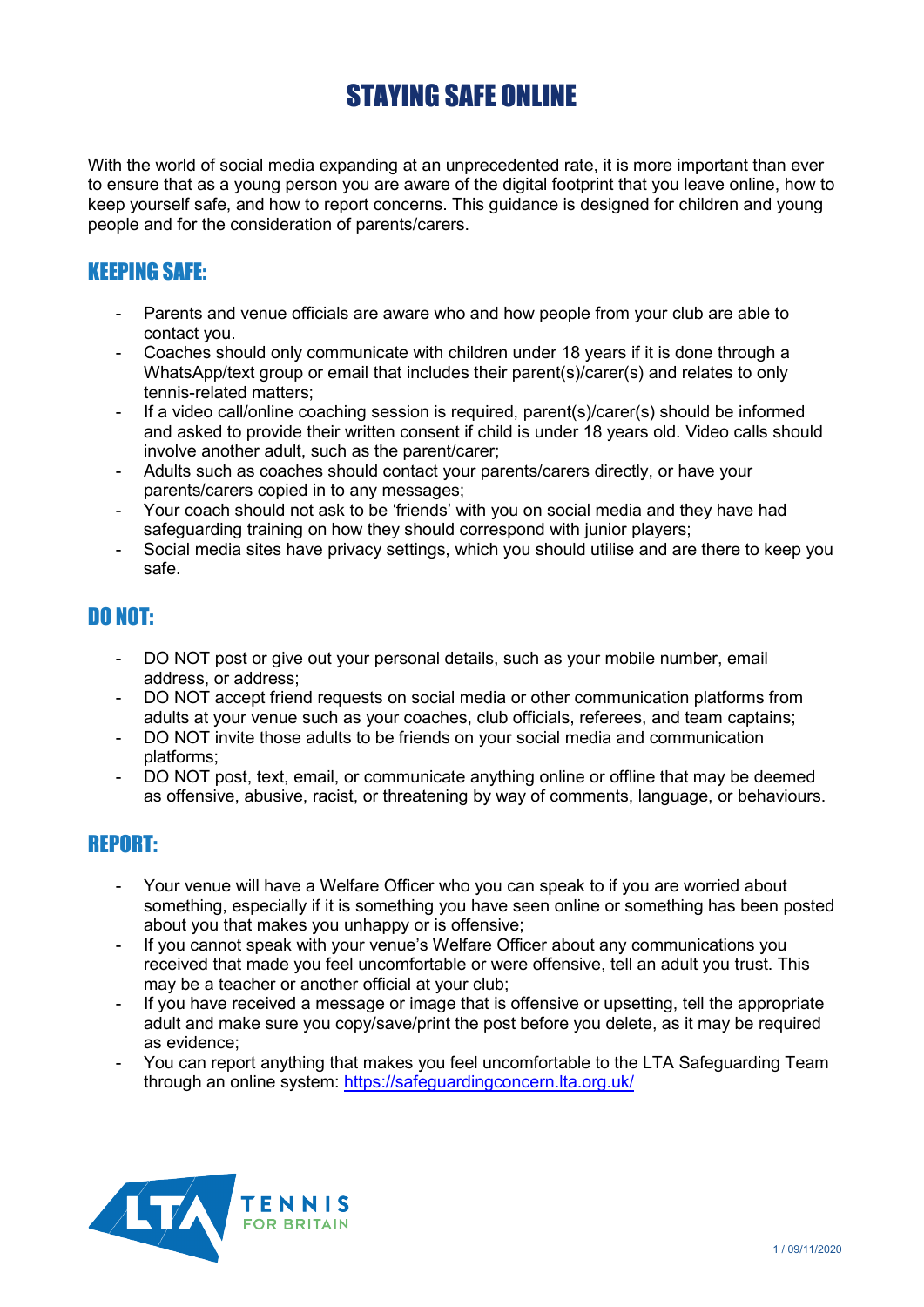# STAYING SAFE ONLINE

With the world of social media expanding at an unprecedented rate, it is more important than ever to ensure that as a young person you are aware of the digital footprint that you leave online, how to keep yourself safe, and how to report concerns. This guidance is designed for children and young people and for the consideration of parents/carers.

## KEEPING SAFE:

- Parents and venue officials are aware who and how people from your club are able to contact you.
- Coaches should only communicate with children under 18 years if it is done through a WhatsApp/text group or email that includes their parent(s)/carer(s) and relates to only tennis-related matters;
- If a video call/online coaching session is required, parent(s)/carer(s) should be informed and asked to provide their written consent if child is under 18 years old. Video calls should involve another adult, such as the parent/carer;
- Adults such as coaches should contact your parents/carers directly, or have your parents/carers copied in to any messages;
- Your coach should not ask to be 'friends' with you on social media and they have had safeguarding training on how they should correspond with junior players;
- Social media sites have privacy settings, which you should utilise and are there to keep you safe.

## DO NOT:

- DO NOT post or give out your personal details, such as your mobile number, email address, or address;
- DO NOT accept friend requests on social media or other communication platforms from adults at your venue such as your coaches, club officials, referees, and team captains;
- DO NOT invite those adults to be friends on your social media and communication platforms;
- DO NOT post, text, email, or communicate anything online or offline that may be deemed as offensive, abusive, racist, or threatening by way of comments, language, or behaviours.

## REPORT:

- Your venue will have a Welfare Officer who you can speak to if you are worried about something, especially if it is something you have seen online or something has been posted about you that makes you unhappy or is offensive;
- If you cannot speak with your venue's Welfare Officer about any communications you received that made you feel uncomfortable or were offensive, tell an adult you trust. This may be a teacher or another official at your club;
- If you have received a message or image that is offensive or upsetting, tell the appropriate adult and make sure you copy/save/print the post before you delete, as it may be required as evidence;
- You can report anything that makes you feel uncomfortable to the LTA Safeguarding Team through an online system: https://safeguardingconcern.lta.org.uk/

LTA TENNIS FOR BRITAIN

09/11/2020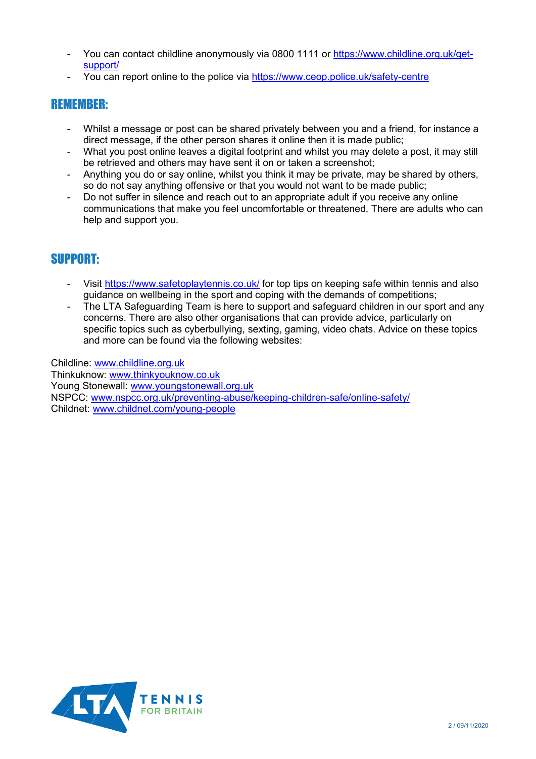- You can contact childline anonymously via 0800 1111 or https://www.childline.org.uk/get-support/
- You can report online to the police via https://www.ceop.police.uk/safety-centre

## REMEMBER:

- Whilst a message or post can be shared privately between you and a friend, for instance a direct message, if the other person shares it online then it is made public;
- What you post online leaves a digital footprint and whilst you may delete a post, it may still be retrieved and others may have sent it on or taken a screenshot;
- Anything you do or say online, whilst you think it may be private, may be shared by others, so do not say anything offensive or that you would not want to be made public;
- Do not suffer in silence and reach out to an appropriate adult if you receive any online communications that make you feel uncomfortable or threatened. There are adults who can help and support you.

## SUPPORT:

- Visit https://www.safetoplaytennis.co.uk/ for top tips on keeping safe within tennis and also guidance on wellbeing in the sport and coping with the demands of competitions;
- The LTA Safeguarding Team is here to support and safeguard children in our sport and any concerns. There are also other organisations that can provide advice, particularly on specific topics such as cyberbullying, sexting, gaming, video chats. Advice on these topics and more can be found via the following websites:

Childline: www.childline.org.uk
Thinkuknow: www.thinkyouknow.co.uk
Young Stonewall: www.youngstonewall.org.uk
NSPCC: www.nspcc.org.uk/preventing-abuse/keeping-children-safe/online-safety/
Childnet: www.childnet.com/young-people